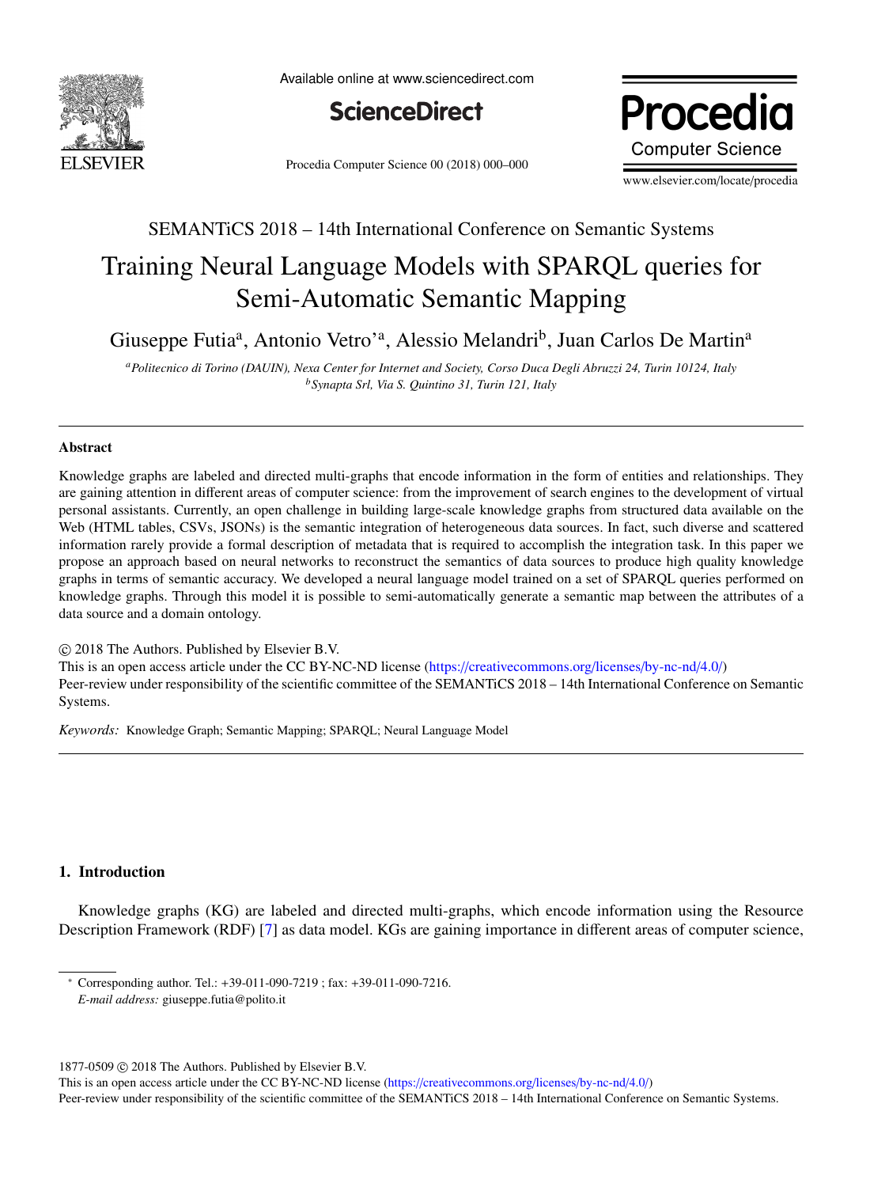SEMANTiCS 2018 – 14th International Conference on Semantic Systems

# Training Neural Language Models with SPARQL queries for Semi-Automatic Semantic Mapping

Giuseppe Futia[a], Antonio Vetro'[a], Alessio Melandri[b], Juan Carlos De Martin[a]

[a]*Politecnico di Torino (DAUIN), Nexa Center for Internet and Society, Corso Duca Degli Abruzzi 24, Turin 10124, Italy*
[b]*Synapta Srl, Via S. Quintino 31, Turin 121, Italy*

---

## Abstract

Knowledge graphs are labeled and directed multi-graphs that encode information in the form of entities and relationships. They are gaining attention in different areas of computer science: from the improvement of search engines to the development of virtual personal assistants. Currently, an open challenge in building large-scale knowledge graphs from structured data available on the Web (HTML tables, CSVs, JSONs) is the semantic integration of heterogeneous data sources. In fact, such diverse and scattered information rarely provide a formal description of metadata that is required to accomplish the integration task. In this paper we propose an approach based on neural networks to reconstruct the semantics of data sources to produce high quality knowledge graphs in terms of semantic accuracy. We developed a neural language model trained on a set of SPARQL queries performed on knowledge graphs. Through this model it is possible to semi-automatically generate a semantic map between the attributes of a data source and a domain ontology.

© 2018 The Authors. Published by Elsevier B.V.
This is an open access article under the CC BY-NC-ND license (https://creativecommons.org/licenses/by-nc-nd/4.0/)
Peer-review under responsibility of the scientific committee of the SEMANTiCS 2018 – 14th International Conference on Semantic Systems.

*Keywords:* Knowledge Graph; Semantic Mapping; SPARQL; Neural Language Model

---

## 1. Introduction

Knowledge graphs (KG) are labeled and directed multi-graphs, which encode information using the Resource Description Framework (RDF) [7] as data model. KGs are gaining importance in different areas of computer science,

---

* Corresponding author. Tel.: +39-011-090-7219 ; fax: +39-011-090-7216.
*E-mail address:* giuseppe.futia@polito.it

1877-0509 © 2018 The Authors. Published by Elsevier B.V.
This is an open access article under the CC BY-NC-ND license (https://creativecommons.org/licenses/by-nc-nd/4.0/)
Peer-review under responsibility of the scientific committee of the SEMANTiCS 2018 – 14th International Conference on Semantic Systems.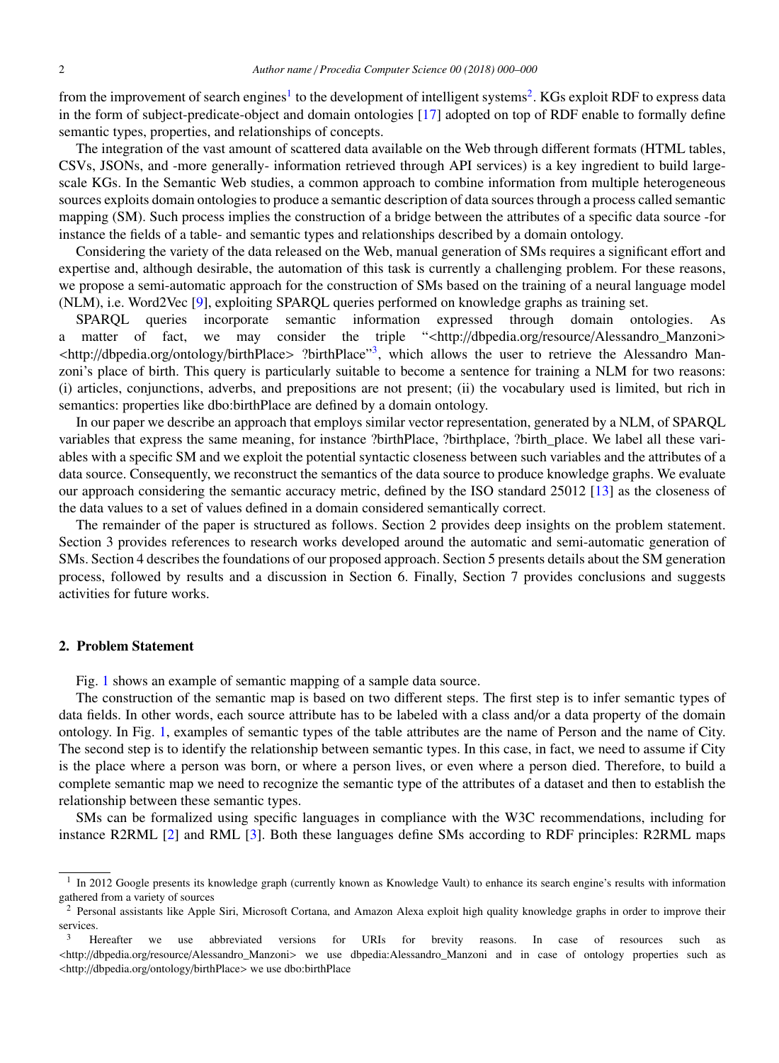from the improvement of search engines[1] to the development of intelligent systems[2]. KGs exploit RDF to express data in the form of subject-predicate-object and domain ontologies [17] adopted on top of RDF enable to formally define semantic types, properties, and relationships of concepts.

The integration of the vast amount of scattered data available on the Web through different formats (HTML tables, CSVs, JSONs, and -more generally- information retrieved through API services) is a key ingredient to build large-scale KGs. In the Semantic Web studies, a common approach to combine information from multiple heterogeneous sources exploits domain ontologies to produce a semantic description of data sources through a process called semantic mapping (SM). Such process implies the construction of a bridge between the attributes of a specific data source -for instance the fields of a table- and semantic types and relationships described by a domain ontology.

Considering the variety of the data released on the Web, manual generation of SMs requires a significant effort and expertise and, although desirable, the automation of this task is currently a challenging problem. For these reasons, we propose a semi-automatic approach for the construction of SMs based on the training of a neural language model (NLM), i.e. Word2Vec [9], exploiting SPARQL queries performed on knowledge graphs as training set.

SPARQL queries incorporate semantic information expressed through domain ontologies. As a matter of fact, we may consider the triple "<http://dbpedia.org/resource/Alessandro_Manzoni> <http://dbpedia.org/ontology/birthPlace> ?birthPlace"[3], which allows the user to retrieve the Alessandro Manzoni's place of birth. This query is particularly suitable to become a sentence for training a NLM for two reasons: (i) articles, conjunctions, adverbs, and prepositions are not present; (ii) the vocabulary used is limited, but rich in semantics: properties like dbo:birthPlace are defined by a domain ontology.

In our paper we describe an approach that employs similar vector representation, generated by a NLM, of SPARQL variables that express the same meaning, for instance ?birthPlace, ?birthplace, ?birth_place. We label all these variables with a specific SM and we exploit the potential syntactic closeness between such variables and the attributes of a data source. Consequently, we reconstruct the semantics of the data source to produce knowledge graphs. We evaluate our approach considering the semantic accuracy metric, defined by the ISO standard 25012 [13] as the closeness of the data values to a set of values defined in a domain considered semantically correct.

The remainder of the paper is structured as follows. Section 2 provides deep insights on the problem statement. Section 3 provides references to research works developed around the automatic and semi-automatic generation of SMs. Section 4 describes the foundations of our proposed approach. Section 5 presents details about the SM generation process, followed by results and a discussion in Section 6. Finally, Section 7 provides conclusions and suggests activities for future works.

## 2. Problem Statement

Fig. 1 shows an example of semantic mapping of a sample data source.

The construction of the semantic map is based on two different steps. The first step is to infer semantic types of data fields. In other words, each source attribute has to be labeled with a class and/or a data property of the domain ontology. In Fig. 1, examples of semantic types of the table attributes are the name of Person and the name of City. The second step is to identify the relationship between semantic types. In this case, in fact, we need to assume if City is the place where a person was born, or where a person lives, or even where a person died. Therefore, to build a complete semantic map we need to recognize the semantic type of the attributes of a dataset and then to establish the relationship between these semantic types.

SMs can be formalized using specific languages in compliance with the W3C recommendations, including for instance R2RML [2] and RML [3]. Both these languages define SMs according to RDF principles: R2RML maps

---

[1] In 2012 Google presents its knowledge graph (currently known as Knowledge Vault) to enhance its search engine's results with information gathered from a variety of sources

[2] Personal assistants like Apple Siri, Microsoft Cortana, and Amazon Alexa exploit high quality knowledge graphs in order to improve their services.

[3] Hereafter we use abbreviated versions for URIs for brevity reasons. In case of resources such as <http://dbpedia.org/resource/Alessandro_Manzoni> we use dbpedia:Alessandro_Manzoni and in case of ontology properties such as <http://dbpedia.org/ontology/birthPlace> we use dbo:birthPlace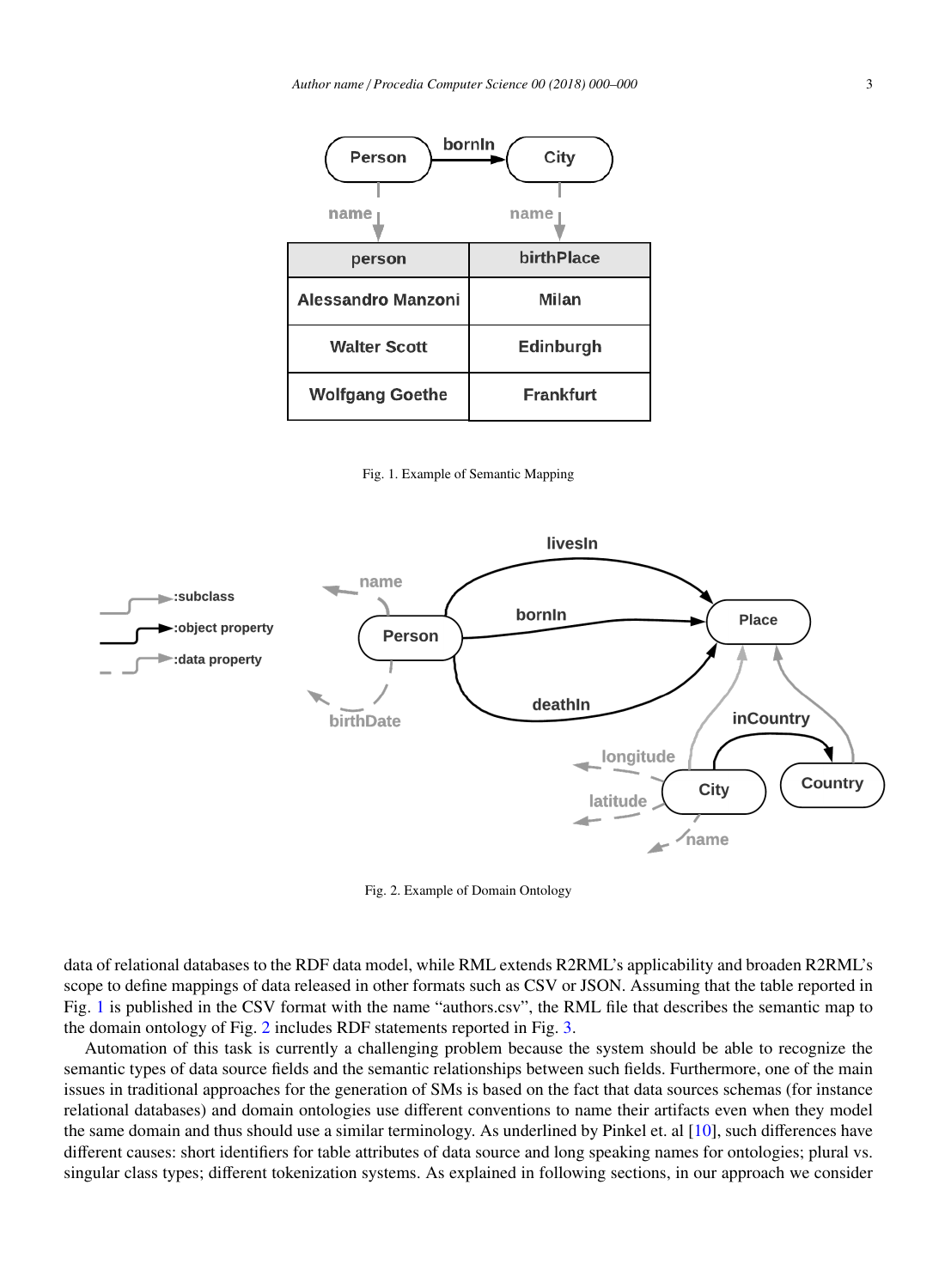| person | birthPlace |
| --- | --- |
| Alessandro Manzoni | Milan |
| Walter Scott | Edinburgh |
| Wolfgang Goethe | Frankfurt |

Fig. 1. Example of Semantic Mapping

Fig. 2. Example of Domain Ontology

data of relational databases to the RDF data model, while RML extends R2RML's applicability and broaden R2RML's scope to define mappings of data released in other formats such as CSV or JSON. Assuming that the table reported in Fig. 1 is published in the CSV format with the name "authors.csv", the RML file that describes the semantic map to the domain ontology of Fig. 2 includes RDF statements reported in Fig. 3.

Automation of this task is currently a challenging problem because the system should be able to recognize the semantic types of data source fields and the semantic relationships between such fields. Furthermore, one of the main issues in traditional approaches for the generation of SMs is based on the fact that data sources schemas (for instance relational databases) and domain ontologies use different conventions to name their artifacts even when they model the same domain and thus should use a similar terminology. As underlined by Pinkel et. al [10], such differences have different causes: short identifiers for table attributes of data source and long speaking names for ontologies; plural vs. singular class types; different tokenization systems. As explained in following sections, in our approach we consider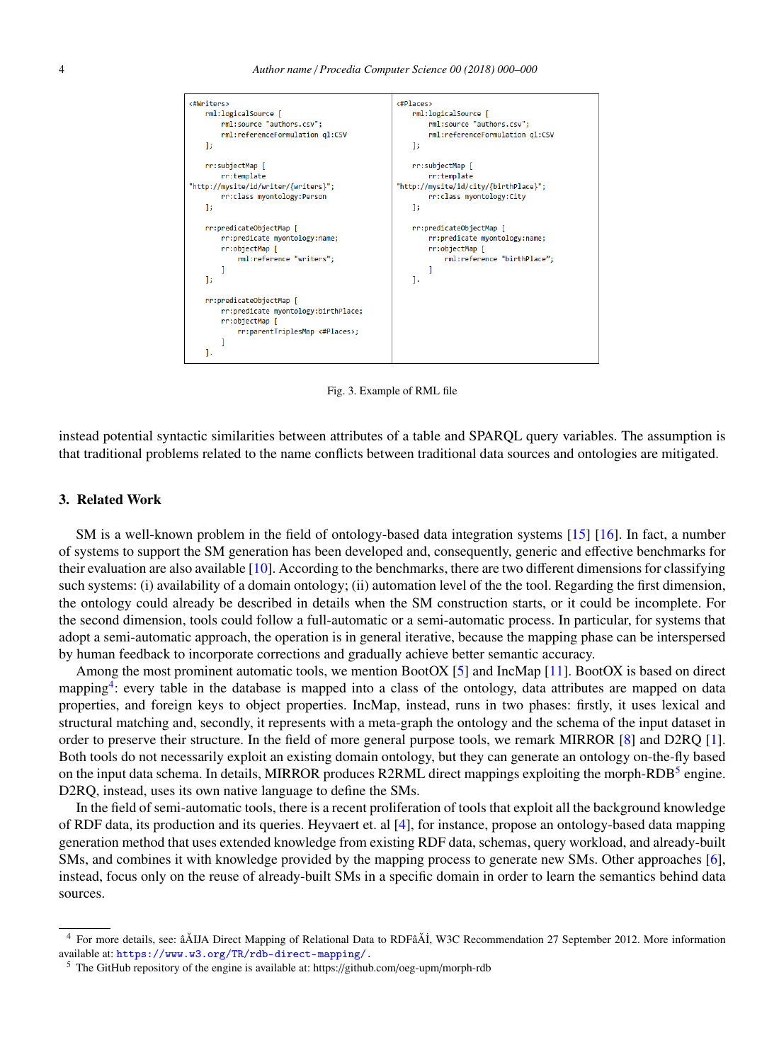```
<#Writers>
    rml:logicalSource [
        rml:source "authors.csv";
        rml:referenceFormulation ql:CSV
    ];

    rr:subjectMap [
        rr:template
"http://mysite/id/writer/{writers}";
        rr:class myontology:Person
    ];

    rr:predicateObjectMap [
        rr:predicate myontology:name;
        rr:objectMap [
            rml:reference "writers";
        ]
    ];

    rr:predicateObjectMap [
        rr:predicate myontology:birthPlace;
        rr:objectMap [
            rr:parentTriplesMap <#Places>;
        ]
    ].
```

```
<#Places>
    rml:logicalSource [
        rml:source "authors.csv";
        rml:referenceFormulation ql:CSV
    ];

    rr:subjectMap [
        rr:template
"http://mysite/id/city/{birthPlace}";
        rr:class myontology:City
    ];

    rr:predicateObjectMap [
        rr:predicate myontology:name;
        rr:objectMap [
            rml:reference "birthPlace";
        ]
    ].
```

Fig. 3. Example of RML file

instead potential syntactic similarities between attributes of a table and SPARQL query variables. The assumption is that traditional problems related to the name conflicts between traditional data sources and ontologies are mitigated.

## 3. Related Work

SM is a well-known problem in the field of ontology-based data integration systems [15] [16]. In fact, a number of systems to support the SM generation has been developed and, consequently, generic and effective benchmarks for their evaluation are also available [10]. According to the benchmarks, there are two different dimensions for classifying such systems: (i) availability of a domain ontology; (ii) automation level of the the tool. Regarding the first dimension, the ontology could already be described in details when the SM construction starts, or it could be incomplete. For the second dimension, tools could follow a full-automatic or a semi-automatic process. In particular, for systems that adopt a semi-automatic approach, the operation is in general iterative, because the mapping phase can be interspersed by human feedback to incorporate corrections and gradually achieve better semantic accuracy.

Among the most prominent automatic tools, we mention BootOX [5] and IncMap [11]. BootOX is based on direct mapping[4]: every table in the database is mapped into a class of the ontology, data attributes are mapped on data properties, and foreign keys to object properties. IncMap, instead, runs in two phases: firstly, it uses lexical and structural matching and, secondly, it represents with a meta-graph the ontology and the schema of the input dataset in order to preserve their structure. In the field of more general purpose tools, we remark MIRROR [8] and D2RQ [1]. Both tools do not necessarily exploit an existing domain ontology, but they can generate an ontology on-the-fly based on the input data schema. In details, MIRROR produces R2RML direct mappings exploiting the morph-RDB[5] engine. D2RQ, instead, uses its own native language to define the SMs.

In the field of semi-automatic tools, there is a recent proliferation of tools that exploit all the background knowledge of RDF data, its production and its queries. Heyvaert et. al [4], for instance, propose an ontology-based data mapping generation method that uses extended knowledge from existing RDF data, schemas, query workload, and already-built SMs, and combines it with knowledge provided by the mapping process to generate new SMs. Other approaches [6], instead, focus only on the reuse of already-built SMs in a specific domain in order to learn the semantics behind data sources.

---

[4] For more details, see: âĂIJA Direct Mapping of Relational Data to RDFâĂİ, W3C Recommendation 27 September 2012. More information available at: https://www.w3.org/TR/rdb-direct-mapping/.

[5] The GitHub repository of the engine is available at: https://github.com/oeg-upm/morph-rdb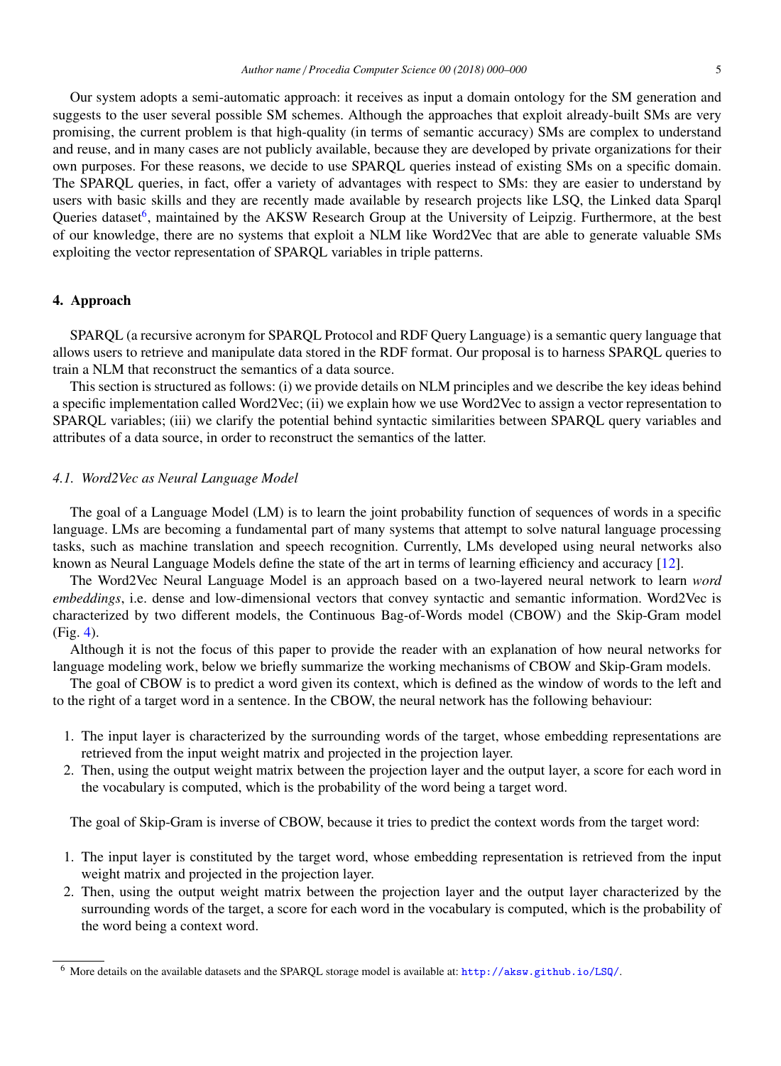Our system adopts a semi-automatic approach: it receives as input a domain ontology for the SM generation and suggests to the user several possible SM schemes. Although the approaches that exploit already-built SMs are very promising, the current problem is that high-quality (in terms of semantic accuracy) SMs are complex to understand and reuse, and in many cases are not publicly available, because they are developed by private organizations for their own purposes. For these reasons, we decide to use SPARQL queries instead of existing SMs on a specific domain. The SPARQL queries, in fact, offer a variety of advantages with respect to SMs: they are easier to understand by users with basic skills and they are recently made available by research projects like LSQ, the Linked data Sparql Queries dataset[6], maintained by the AKSW Research Group at the University of Leipzig. Furthermore, at the best of our knowledge, there are no systems that exploit a NLM like Word2Vec that are able to generate valuable SMs exploiting the vector representation of SPARQL variables in triple patterns.

## 4. Approach

SPARQL (a recursive acronym for SPARQL Protocol and RDF Query Language) is a semantic query language that allows users to retrieve and manipulate data stored in the RDF format. Our proposal is to harness SPARQL queries to train a NLM that reconstruct the semantics of a data source.

This section is structured as follows: (i) we provide details on NLM principles and we describe the key ideas behind a specific implementation called Word2Vec; (ii) we explain how we use Word2Vec to assign a vector representation to SPARQL variables; (iii) we clarify the potential behind syntactic similarities between SPARQL query variables and attributes of a data source, in order to reconstruct the semantics of the latter.

### *4.1. Word2Vec as Neural Language Model*

The goal of a Language Model (LM) is to learn the joint probability function of sequences of words in a specific language. LMs are becoming a fundamental part of many systems that attempt to solve natural language processing tasks, such as machine translation and speech recognition. Currently, LMs developed using neural networks also known as Neural Language Models define the state of the art in terms of learning efficiency and accuracy [12].

The Word2Vec Neural Language Model is an approach based on a two-layered neural network to learn *word embeddings*, i.e. dense and low-dimensional vectors that convey syntactic and semantic information. Word2Vec is characterized by two different models, the Continuous Bag-of-Words model (CBOW) and the Skip-Gram model (Fig. 4).

Although it is not the focus of this paper to provide the reader with an explanation of how neural networks for language modeling work, below we briefly summarize the working mechanisms of CBOW and Skip-Gram models.

The goal of CBOW is to predict a word given its context, which is defined as the window of words to the left and to the right of a target word in a sentence. In the CBOW, the neural network has the following behaviour:

1. The input layer is characterized by the surrounding words of the target, whose embedding representations are retrieved from the input weight matrix and projected in the projection layer.
2. Then, using the output weight matrix between the projection layer and the output layer, a score for each word in the vocabulary is computed, which is the probability of the word being a target word.

The goal of Skip-Gram is inverse of CBOW, because it tries to predict the context words from the target word:

1. The input layer is constituted by the target word, whose embedding representation is retrieved from the input weight matrix and projected in the projection layer.
2. Then, using the output weight matrix between the projection layer and the output layer characterized by the surrounding words of the target, a score for each word in the vocabulary is computed, which is the probability of the word being a context word.

[6] More details on the available datasets and the SPARQL storage model is available at: http://aksw.github.io/LSQ/.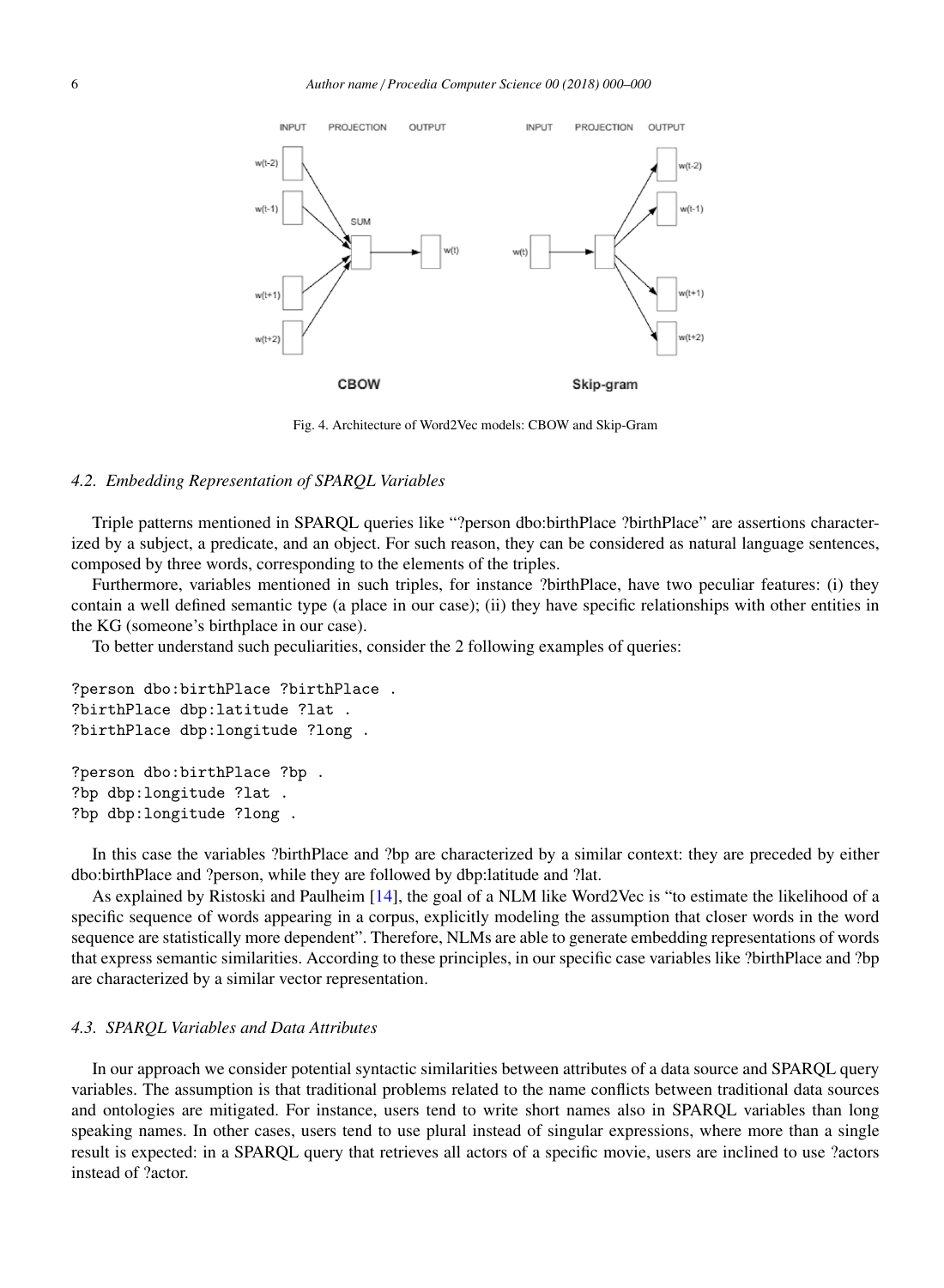Fig. 4. Architecture of Word2Vec models: CBOW and Skip-Gram

### 4.2. *Embedding Representation of SPARQL Variables*

Triple patterns mentioned in SPARQL queries like "?person dbo:birthPlace ?birthPlace" are assertions characterized by a subject, a predicate, and an object. For such reason, they can be considered as natural language sentences, composed by three words, corresponding to the elements of the triples.

Furthermore, variables mentioned in such triples, for instance ?birthPlace, have two peculiar features: (i) they contain a well defined semantic type (a place in our case); (ii) they have specific relationships with other entities in the KG (someone's birthplace in our case).

To better understand such peculiarities, consider the 2 following examples of queries:

```
?person dbo:birthPlace ?birthPlace .
?birthPlace dbp:latitude ?lat .
?birthPlace dbp:longitude ?long .

?person dbo:birthPlace ?bp .
?bp dbp:longitude ?lat .
?bp dbp:longitude ?long .
```

In this case the variables ?birthPlace and ?bp are characterized by a similar context: they are preceded by either dbo:birthPlace and ?person, while they are followed by dbp:latitude and ?lat.

As explained by Ristoski and Paulheim [14], the goal of a NLM like Word2Vec is "to estimate the likelihood of a specific sequence of words appearing in a corpus, explicitly modeling the assumption that closer words in the word sequence are statistically more dependent". Therefore, NLMs are able to generate embedding representations of words that express semantic similarities. According to these principles, in our specific case variables like ?birthPlace and ?bp are characterized by a similar vector representation.

### 4.3. *SPARQL Variables and Data Attributes*

In our approach we consider potential syntactic similarities between attributes of a data source and SPARQL query variables. The assumption is that traditional problems related to the name conflicts between traditional data sources and ontologies are mitigated. For instance, users tend to write short names also in SPARQL variables than long speaking names. In other cases, users tend to use plural instead of singular expressions, where more than a single result is expected: in a SPARQL query that retrieves all actors of a specific movie, users are inclined to use ?actors instead of ?actor.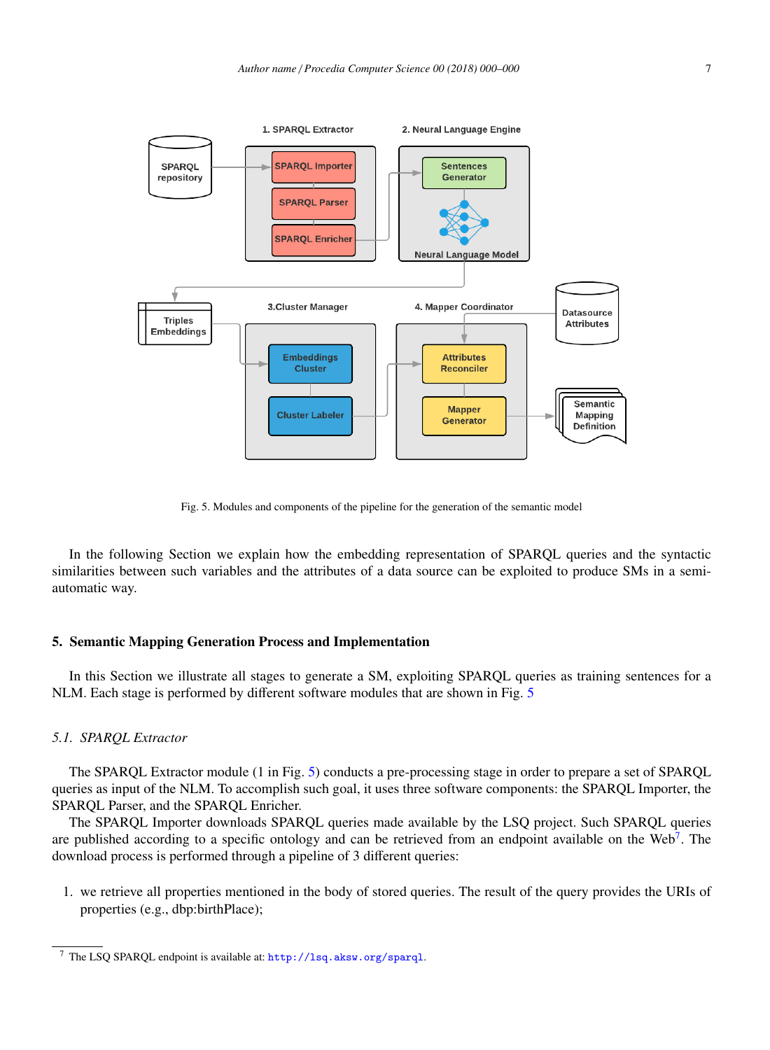Fig. 5. Modules and components of the pipeline for the generation of the semantic model

In the following Section we explain how the embedding representation of SPARQL queries and the syntactic similarities between such variables and the attributes of a data source can be exploited to produce SMs in a semi-automatic way.

## 5. Semantic Mapping Generation Process and Implementation

In this Section we illustrate all stages to generate a SM, exploiting SPARQL queries as training sentences for a NLM. Each stage is performed by different software modules that are shown in Fig. 5

### 5.1. SPARQL Extractor

The SPARQL Extractor module (1 in Fig. 5) conducts a pre-processing stage in order to prepare a set of SPARQL queries as input of the NLM. To accomplish such goal, it uses three software components: the SPARQL Importer, the SPARQL Parser, and the SPARQL Enricher.

The SPARQL Importer downloads SPARQL queries made available by the LSQ project. Such SPARQL queries are published according to a specific ontology and can be retrieved from an endpoint available on the Web[7]. The download process is performed through a pipeline of 3 different queries:

1. we retrieve all properties mentioned in the body of stored queries. The result of the query provides the URIs of properties (e.g., dbp:birthPlace);

[7] The LSQ SPARQL endpoint is available at: http://lsq.aksw.org/sparql.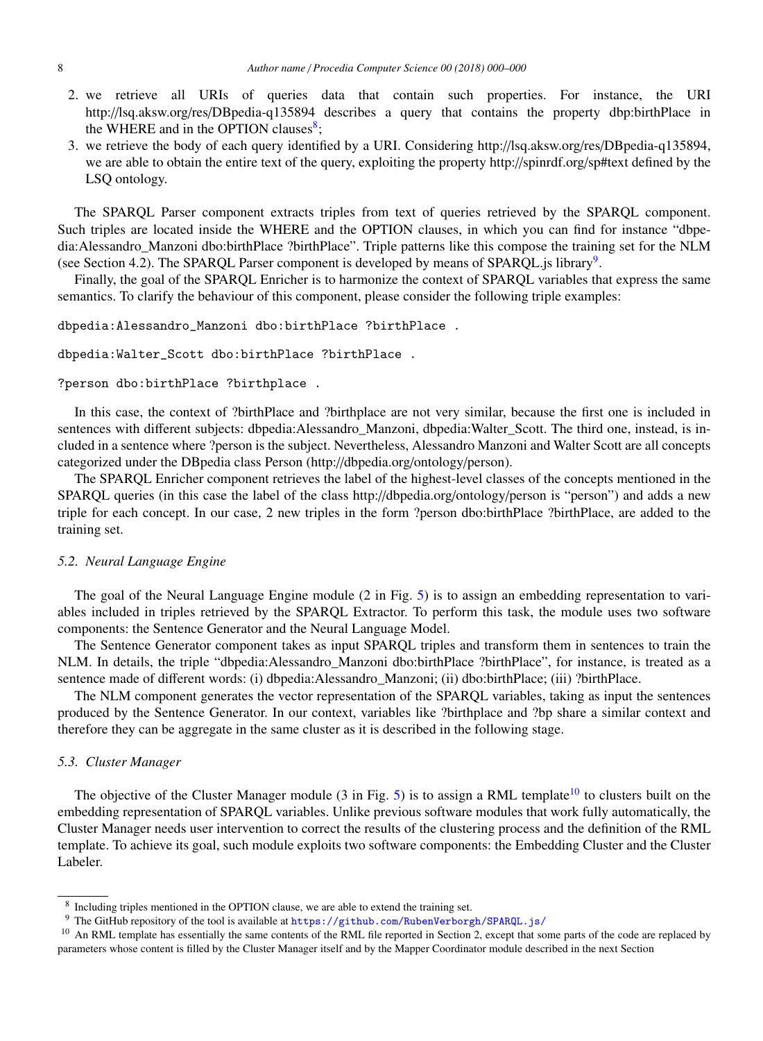2. we retrieve all URIs of queries data that contain such properties. For instance, the URI http://lsq.aksw.org/res/DBpedia-q135894 describes a query that contains the property dbp:birthPlace in the WHERE and in the OPTION clauses[8];
3. we retrieve the body of each query identified by a URI. Considering http://lsq.aksw.org/res/DBpedia-q135894, we are able to obtain the entire text of the query, exploiting the property http://spinrdf.org/sp#text defined by the LSQ ontology.

The SPARQL Parser component extracts triples from text of queries retrieved by the SPARQL component. Such triples are located inside the WHERE and the OPTION clauses, in which you can find for instance "dbpedia:Alessandro_Manzoni dbo:birthPlace ?birthPlace". Triple patterns like this compose the training set for the NLM (see Section 4.2). The SPARQL Parser component is developed by means of SPARQL.js library[9].

Finally, the goal of the SPARQL Enricher is to harmonize the context of SPARQL variables that express the same semantics. To clarify the behaviour of this component, please consider the following triple examples:

```
dbpedia:Alessandro_Manzoni dbo:birthPlace ?birthPlace .

dbpedia:Walter_Scott dbo:birthPlace ?birthPlace .

?person dbo:birthPlace ?birthplace .
```

In this case, the context of ?birthPlace and ?birthplace are not very similar, because the first one is included in sentences with different subjects: dbpedia:Alessandro_Manzoni, dbpedia:Walter_Scott. The third one, instead, is included in a sentence where ?person is the subject. Nevertheless, Alessandro Manzoni and Walter Scott are all concepts categorized under the DBpedia class Person (http://dbpedia.org/ontology/person).

The SPARQL Enricher component retrieves the label of the highest-level classes of the concepts mentioned in the SPARQL queries (in this case the label of the class http://dbpedia.org/ontology/person is "person") and adds a new triple for each concept. In our case, 2 new triples in the form ?person dbo:birthPlace ?birthPlace, are added to the training set.

### 5.2. Neural Language Engine

The goal of the Neural Language Engine module (2 in Fig. 5) is to assign an embedding representation to variables included in triples retrieved by the SPARQL Extractor. To perform this task, the module uses two software components: the Sentence Generator and the Neural Language Model.

The Sentence Generator component takes as input SPARQL triples and transform them in sentences to train the NLM. In details, the triple "dbpedia:Alessandro_Manzoni dbo:birthPlace ?birthPlace", for instance, is treated as a sentence made of different words: (i) dbpedia:Alessandro_Manzoni; (ii) dbo:birthPlace; (iii) ?birthPlace.

The NLM component generates the vector representation of the SPARQL variables, taking as input the sentences produced by the Sentence Generator. In our context, variables like ?birthplace and ?bp share a similar context and therefore they can be aggregate in the same cluster as it is described in the following stage.

### 5.3. Cluster Manager

The objective of the Cluster Manager module (3 in Fig. 5) is to assign a RML template[10] to clusters built on the embedding representation of SPARQL variables. Unlike previous software modules that work fully automatically, the Cluster Manager needs user intervention to correct the results of the clustering process and the definition of the RML template. To achieve its goal, such module exploits two software components: the Embedding Cluster and the Cluster Labeler.

---

[8] Including triples mentioned in the OPTION clause, we are able to extend the training set.

[9] The GitHub repository of the tool is available at https://github.com/RubenVerborgh/SPARQL.js/

[10] An RML template has essentially the same contents of the RML file reported in Section 2, except that some parts of the code are replaced by parameters whose content is filled by the Cluster Manager itself and by the Mapper Coordinator module described in the next Section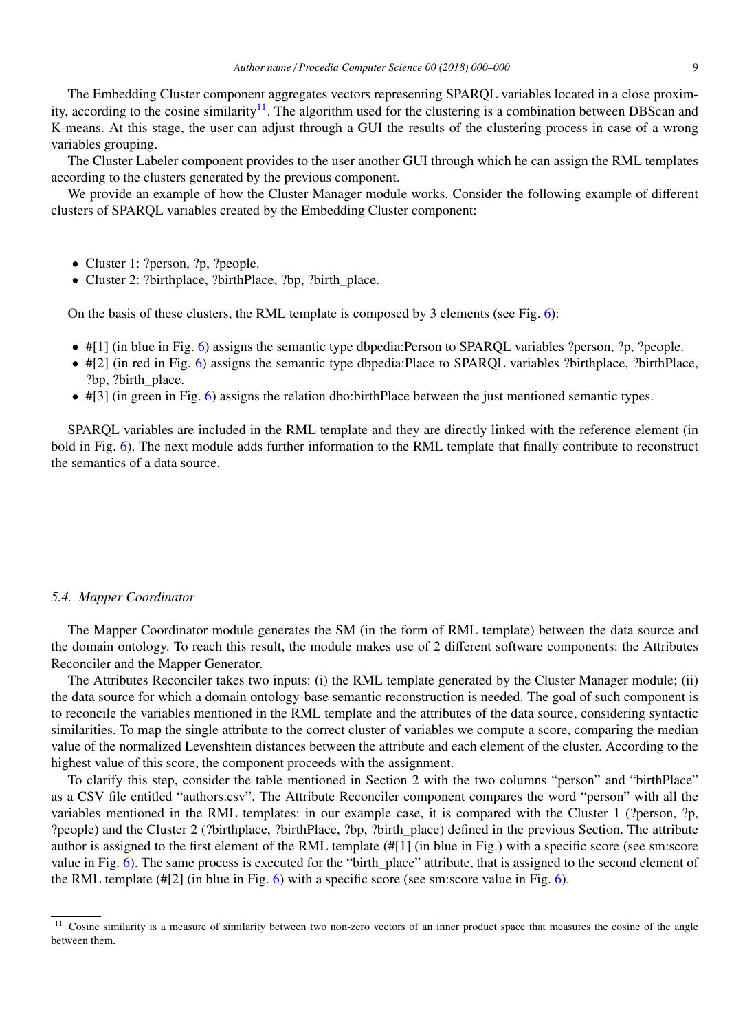The Embedding Cluster component aggregates vectors representing SPARQL variables located in a close proximity, according to the cosine similarity[11]. The algorithm used for the clustering is a combination between DBScan and K-means. At this stage, the user can adjust through a GUI the results of the clustering process in case of a wrong variables grouping.

The Cluster Labeler component provides to the user another GUI through which he can assign the RML templates according to the clusters generated by the previous component.

We provide an example of how the Cluster Manager module works. Consider the following example of different clusters of SPARQL variables created by the Embedding Cluster component:

- Cluster 1: ?person, ?p, ?people.
- Cluster 2: ?birthplace, ?birthPlace, ?bp, ?birth_place.

On the basis of these clusters, the RML template is composed by 3 elements (see Fig. 6):

- #[1] (in blue in Fig. 6) assigns the semantic type dbpedia:Person to SPARQL variables ?person, ?p, ?people.
- #[2] (in red in Fig. 6) assigns the semantic type dbpedia:Place to SPARQL variables ?birthplace, ?birthPlace, ?bp, ?birth_place.
- #[3] (in green in Fig. 6) assigns the relation dbo:birthPlace between the just mentioned semantic types.

SPARQL variables are included in the RML template and they are directly linked with the reference element (in bold in Fig. 6). The next module adds further information to the RML template that finally contribute to reconstruct the semantics of a data source.

### *5.4. Mapper Coordinator*

The Mapper Coordinator module generates the SM (in the form of RML template) between the data source and the domain ontology. To reach this result, the module makes use of 2 different software components: the Attributes Reconciler and the Mapper Generator.

The Attributes Reconciler takes two inputs: (i) the RML template generated by the Cluster Manager module; (ii) the data source for which a domain ontology-base semantic reconstruction is needed. The goal of such component is to reconcile the variables mentioned in the RML template and the attributes of the data source, considering syntactic similarities. To map the single attribute to the correct cluster of variables we compute a score, comparing the median value of the normalized Levenshtein distances between the attribute and each element of the cluster. According to the highest value of this score, the component proceeds with the assignment.

To clarify this step, consider the table mentioned in Section 2 with the two columns "person" and "birthPlace" as a CSV file entitled "authors.csv". The Attribute Reconciler component compares the word "person" with all the variables mentioned in the RML templates: in our example case, it is compared with the Cluster 1 (?person, ?p, ?people) and the Cluster 2 (?birthplace, ?birthPlace, ?bp, ?birth_place) defined in the previous Section. The attribute author is assigned to the first element of the RML template (#[1] (in blue in Fig.) with a specific score (see sm:score value in Fig. 6). The same process is executed for the "birth_place" attribute, that is assigned to the second element of the RML template (#[2] (in blue in Fig. 6) with a specific score (see sm:score value in Fig. 6).

[11] Cosine similarity is a measure of similarity between two non-zero vectors of an inner product space that measures the cosine of the angle between them.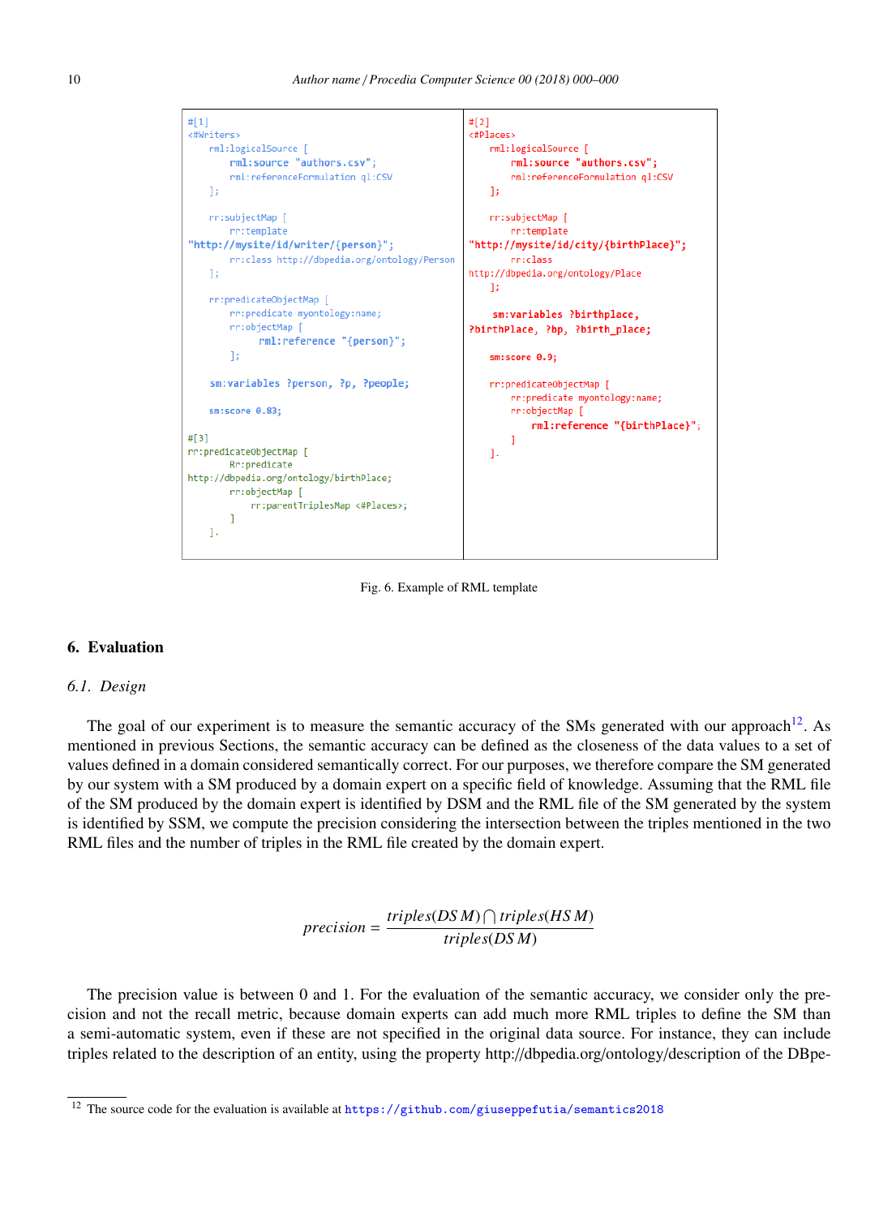```
#[1]
<#Writers>
    rml:logicalSource [
        rml:source "authors.csv";
        rml:referenceFormulation ql:CSV
    ];

    rr:subjectMap [
        rr:template
"http://mysite/id/writer/{person}";
        rr:class http://dbpedia.org/ontology/Person
    ];

    rr:predicateObjectMap [
        rr:predicate myontology:name;
        rr:objectMap [
            rml:reference "{person}";
        ];

    sm:variables ?person, ?p, ?people;

    sm:score 0.83;

#[3]
rr:predicateObjectMap [
        Rr:predicate
http://dbpedia.org/ontology/birthPlace;
        rr:objectMap [
            rr:parentTriplesMap <#Places>;
        ]
    ].
```

```
#[2]
<#Places>
    rml:logicalSource [
        rml:source "authors.csv";
        rml:referenceFormulation ql:CSV
    ];

    rr:subjectMap [
        rr:template
"http://mysite/id/city/{birthPlace}";
        rr:class
http://dbpedia.org/ontology/Place
    ];

    sm:variables ?birthplace,
?birthPlace, ?bp, ?birth_place;

    sm:score 0.9;

    rr:predicateObjectMap [
        rr:predicate myontology:name;
        rr:objectMap [
            rml:reference "{birthPlace}";
        ]
    ].
```

Fig. 6. Example of RML template

## 6. Evaluation

### 6.1. Design

The goal of our experiment is to measure the semantic accuracy of the SMs generated with our approach[12]. As mentioned in previous Sections, the semantic accuracy can be defined as the closeness of the data values to a set of values defined in a domain considered semantically correct. For our purposes, we therefore compare the SM generated by our system with a SM produced by a domain expert on a specific field of knowledge. Assuming that the RML file of the SM produced by the domain expert is identified by DSM and the RML file of the SM generated by the system is identified by SSM, we compute the precision considering the intersection between the triples mentioned in the two RML files and the number of triples in the RML file created by the domain expert.

$$precision = \frac{triples(DSM) \bigcap triples(HSM)}{triples(DSM)}$$

The precision value is between 0 and 1. For the evaluation of the semantic accuracy, we consider only the precision and not the recall metric, because domain experts can add much more RML triples to define the SM than a semi-automatic system, even if these are not specified in the original data source. For instance, they can include triples related to the description of an entity, using the property http://dbpedia.org/ontology/description of the DBpe-

[12] The source code for the evaluation is available at https://github.com/giuseppefutia/semantics2018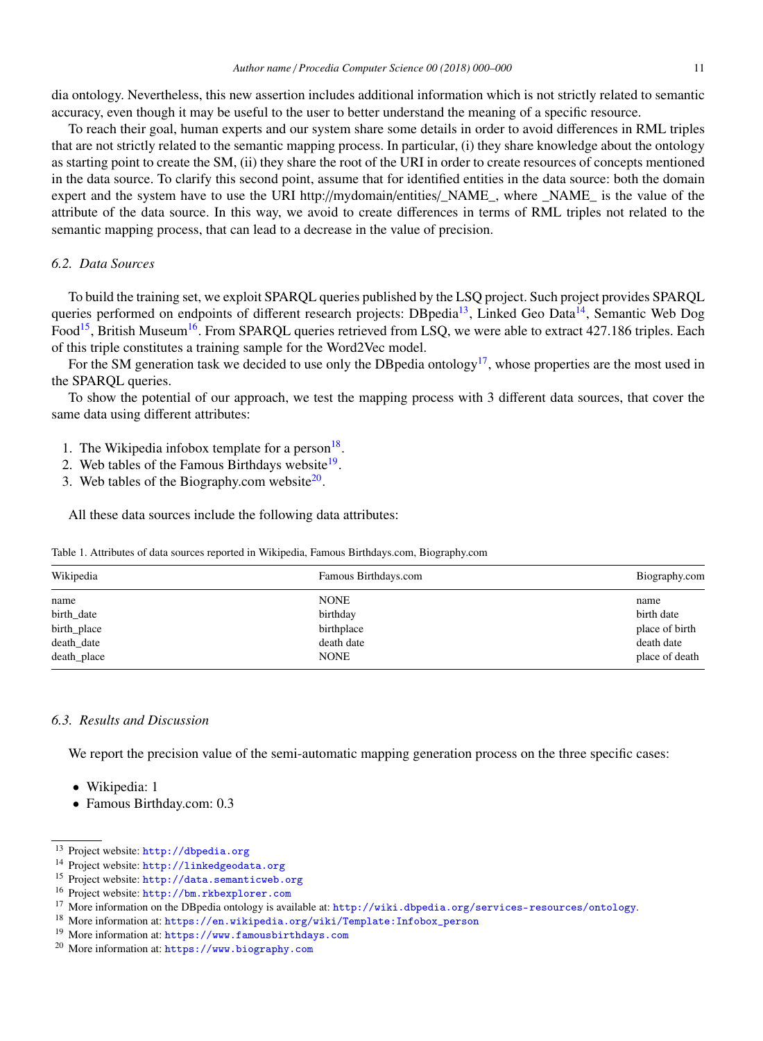dia ontology. Nevertheless, this new assertion includes additional information which is not strictly related to semantic accuracy, even though it may be useful to the user to better understand the meaning of a specific resource.

To reach their goal, human experts and our system share some details in order to avoid differences in RML triples that are not strictly related to the semantic mapping process. In particular, (i) they share knowledge about the ontology as starting point to create the SM, (ii) they share the root of the URI in order to create resources of concepts mentioned in the data source. To clarify this second point, assume that for identified entities in the data source: both the domain expert and the system have to use the URI http://mydomain/entities/_NAME_, where _NAME_ is the value of the attribute of the data source. In this way, we avoid to create differences in terms of RML triples not related to the semantic mapping process, that can lead to a decrease in the value of precision.

### 6.2. *Data Sources*

To build the training set, we exploit SPARQL queries published by the LSQ project. Such project provides SPARQL queries performed on endpoints of different research projects: DBpedia[13], Linked Geo Data[14], Semantic Web Dog Food[15], British Museum[16]. From SPARQL queries retrieved from LSQ, we were able to extract 427.186 triples. Each of this triple constitutes a training sample for the Word2Vec model.

For the SM generation task we decided to use only the DBpedia ontology[17], whose properties are the most used in the SPARQL queries.

To show the potential of our approach, we test the mapping process with 3 different data sources, that cover the same data using different attributes:

1. The Wikipedia infobox template for a person[18].
2. Web tables of the Famous Birthdays website[19].
3. Web tables of the Biography.com website[20].

All these data sources include the following data attributes:

Table 1. Attributes of data sources reported in Wikipedia, Famous Birthdays.com, Biography.com

| Wikipedia | Famous Birthdays.com | Biography.com |
|---|---|---|
| name | NONE | name |
| birth_date | birthday | birth date |
| birth_place | birthplace | place of birth |
| death_date | death date | death date |
| death_place | NONE | place of death |

### 6.3. *Results and Discussion*

We report the precision value of the semi-automatic mapping generation process on the three specific cases:

- Wikipedia: 1
- Famous Birthday.com: 0.3

[13] Project website: http://dbpedia.org
[14] Project website: http://linkedgeodata.org
[15] Project website: http://data.semanticweb.org
[16] Project website: http://bm.rkbexplorer.com
[17] More information on the DBpedia ontology is available at: http://wiki.dbpedia.org/services-resources/ontology.
[18] More information at: https://en.wikipedia.org/wiki/Template:Infobox_person
[19] More information at: https://www.famousbirthdays.com
[20] More information at: https://www.biography.com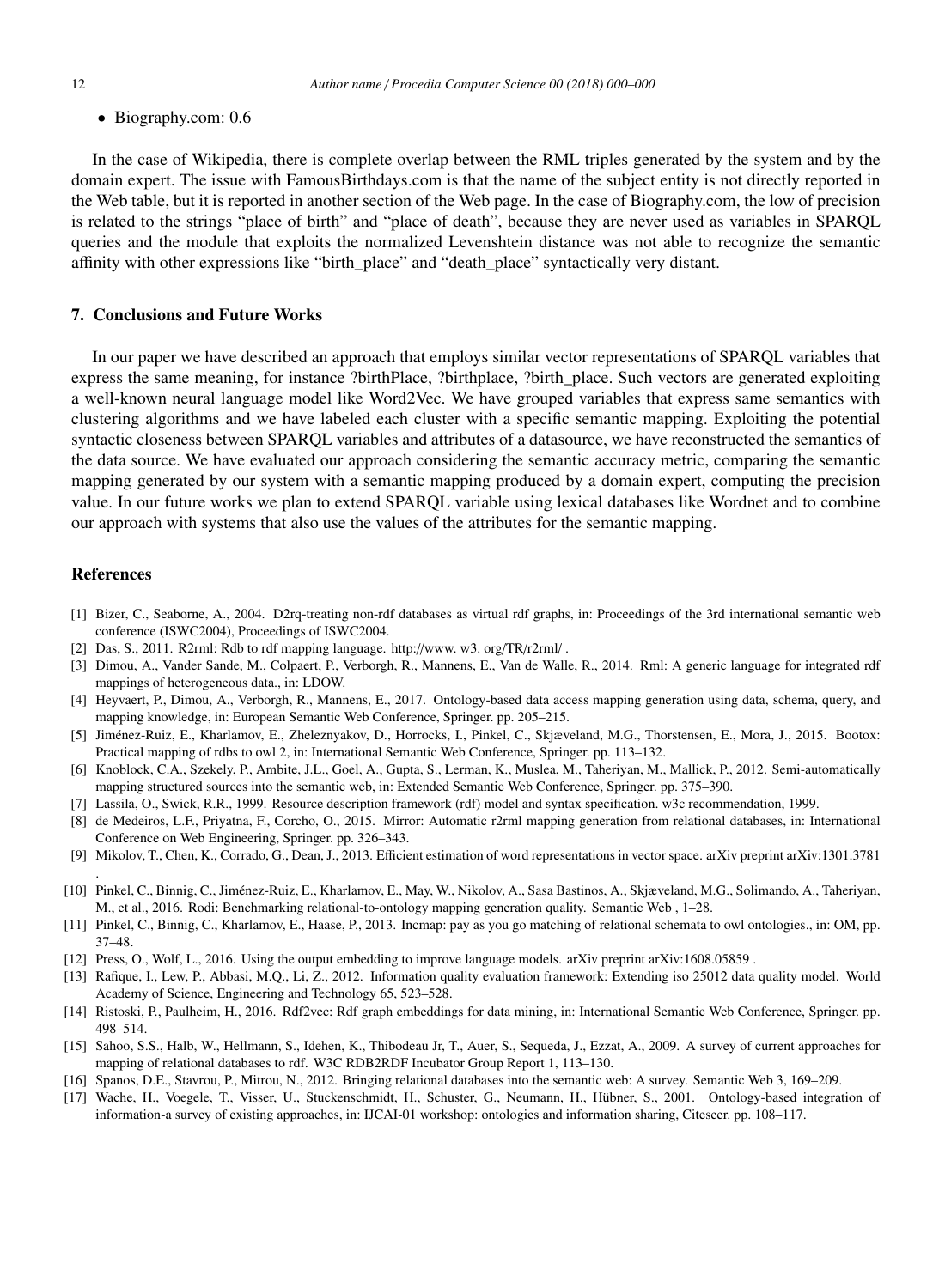- Biography.com: 0.6

In the case of Wikipedia, there is complete overlap between the RML triples generated by the system and by the domain expert. The issue with FamousBirthdays.com is that the name of the subject entity is not directly reported in the Web table, but it is reported in another section of the Web page. In the case of Biography.com, the low of precision is related to the strings "place of birth" and "place of death", because they are never used as variables in SPARQL queries and the module that exploits the normalized Levenshtein distance was not able to recognize the semantic affinity with other expressions like "birth_place" and "death_place" syntactically very distant.

## 7. Conclusions and Future Works

In our paper we have described an approach that employs similar vector representations of SPARQL variables that express the same meaning, for instance ?birthPlace, ?birthplace, ?birth_place. Such vectors are generated exploiting a well-known neural language model like Word2Vec. We have grouped variables that express same semantics with clustering algorithms and we have labeled each cluster with a specific semantic mapping. Exploiting the potential syntactic closeness between SPARQL variables and attributes of a datasource, we have reconstructed the semantics of the data source. We have evaluated our approach considering the semantic accuracy metric, comparing the semantic mapping generated by our system with a semantic mapping produced by a domain expert, computing the precision value. In our future works we plan to extend SPARQL variable using lexical databases like Wordnet and to combine our approach with systems that also use the values of the attributes for the semantic mapping.

## References

[1] Bizer, C., Seaborne, A., 2004. D2rq-treating non-rdf databases as virtual rdf graphs, in: Proceedings of the 3rd international semantic web conference (ISWC2004), Proceedings of ISWC2004.

[2] Das, S., 2011. R2rml: Rdb to rdf mapping language. http://www. w3. org/TR/r2rml/ .

[3] Dimou, A., Vander Sande, M., Colpaert, P., Verborgh, R., Mannens, E., Van de Walle, R., 2014. Rml: A generic language for integrated rdf mappings of heterogeneous data., in: LDOW.

[4] Heyvaert, P., Dimou, A., Verborgh, R., Mannens, E., 2017. Ontology-based data access mapping generation using data, schema, query, and mapping knowledge, in: European Semantic Web Conference, Springer. pp. 205–215.

[5] Jiménez-Ruiz, E., Kharlamov, E., Zheleznyakov, D., Horrocks, I., Pinkel, C., Skjæveland, M.G., Thorstensen, E., Mora, J., 2015. Bootox: Practical mapping of rdbs to owl 2, in: International Semantic Web Conference, Springer. pp. 113–132.

[6] Knoblock, C.A., Szekely, P., Ambite, J.L., Goel, A., Gupta, S., Lerman, K., Muslea, M., Taheriyan, M., Mallick, P., 2012. Semi-automatically mapping structured sources into the semantic web, in: Extended Semantic Web Conference, Springer. pp. 375–390.

[7] Lassila, O., Swick, R.R., 1999. Resource description framework (rdf) model and syntax specification. w3c recommendation, 1999.

[8] de Medeiros, L.F., Priyatna, F., Corcho, O., 2015. Mirror: Automatic r2rml mapping generation from relational databases, in: International Conference on Web Engineering, Springer. pp. 326–343.

[9] Mikolov, T., Chen, K., Corrado, G., Dean, J., 2013. Efficient estimation of word representations in vector space. arXiv preprint arXiv:1301.3781 .

[10] Pinkel, C., Binnig, C., Jiménez-Ruiz, E., Kharlamov, E., May, W., Nikolov, A., Sasa Bastinos, A., Skjæveland, M.G., Solimando, A., Taheriyan, M., et al., 2016. Rodi: Benchmarking relational-to-ontology mapping generation quality. Semantic Web , 1–28.

[11] Pinkel, C., Binnig, C., Kharlamov, E., Haase, P., 2013. Incmap: pay as you go matching of relational schemata to owl ontologies., in: OM, pp. 37–48.

[12] Press, O., Wolf, L., 2016. Using the output embedding to improve language models. arXiv preprint arXiv:1608.05859 .

[13] Rafique, I., Lew, P., Abbasi, M.Q., Li, Z., 2012. Information quality evaluation framework: Extending iso 25012 data quality model. World Academy of Science, Engineering and Technology 65, 523–528.

[14] Ristoski, P., Paulheim, H., 2016. Rdf2vec: Rdf graph embeddings for data mining, in: International Semantic Web Conference, Springer. pp. 498–514.

[15] Sahoo, S.S., Halb, W., Hellmann, S., Idehen, K., Thibodeau Jr, T., Auer, S., Sequeda, J., Ezzat, A., 2009. A survey of current approaches for mapping of relational databases to rdf. W3C RDB2RDF Incubator Group Report 1, 113–130.

[16] Spanos, D.E., Stavrou, P., Mitrou, N., 2012. Bringing relational databases into the semantic web: A survey. Semantic Web 3, 169–209.

[17] Wache, H., Voegele, T., Visser, U., Stuckenschmidt, H., Schuster, G., Neumann, H., Hübner, S., 2001. Ontology-based integration of information-a survey of existing approaches, in: IJCAI-01 workshop: ontologies and information sharing, Citeseer. pp. 108–117.